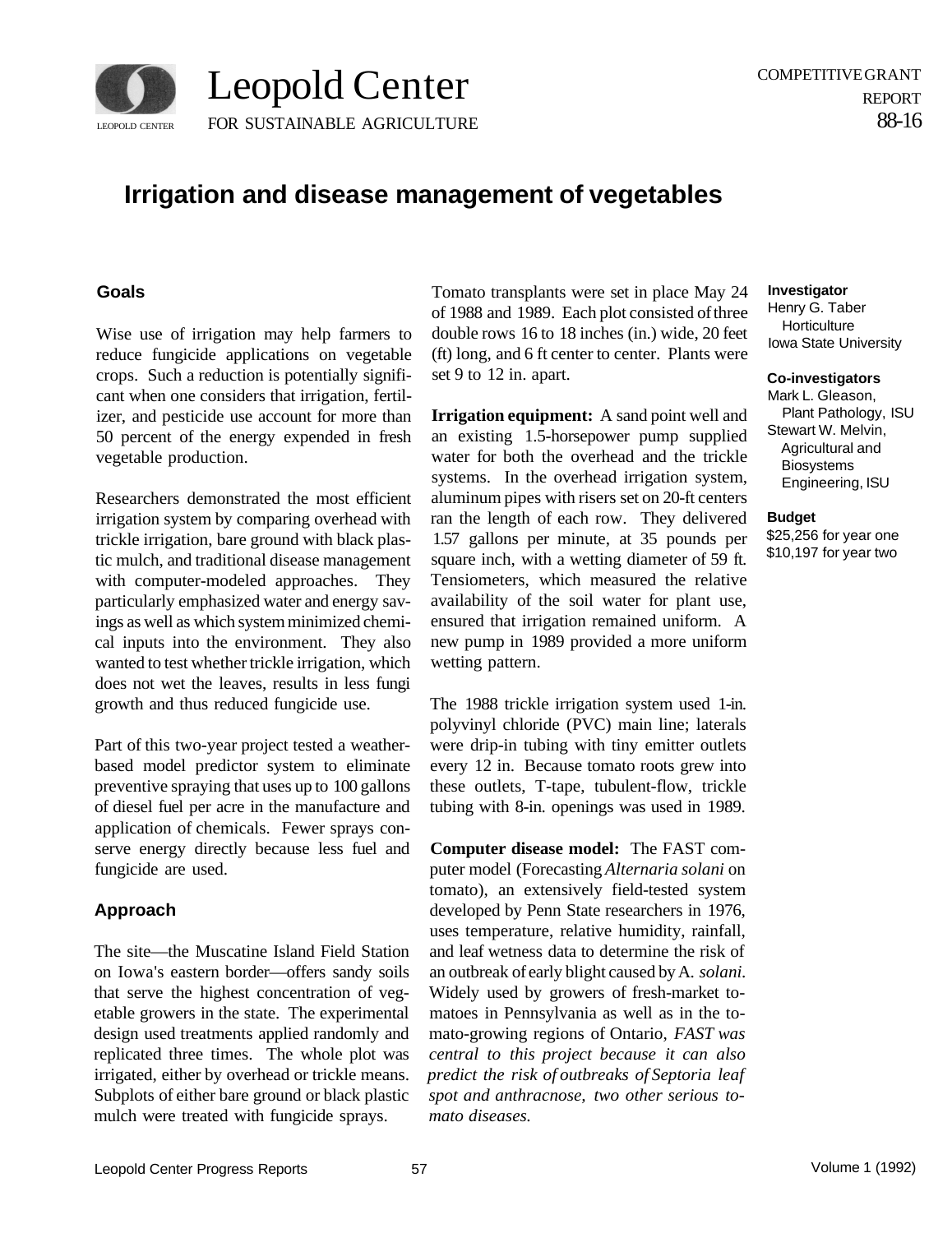Leopold Center

FOR SUSTAINABLE AGRICULTURE

COMPETITIVE GRANT REPORT 88-16

# Irrigation and disease management of vegetables

**Investigator**
Henry G. Taber
Horticulture
Iowa State University

**Co-investigators**
Mark L. Gleason,
Plant Pathology, ISU
Stewart W. Melvin,
Agricultural and Biosystems Engineering, ISU

**Budget**
$25,256 for year one
$10,197 for year two

## Goals

Wise use of irrigation may help farmers to reduce fungicide applications on vegetable crops. Such a reduction is potentially significant when one considers that irrigation, fertilizer, and pesticide use account for more than 50 percent of the energy expended in fresh vegetable production.

Researchers demonstrated the most efficient irrigation system by comparing overhead with trickle irrigation, bare ground with black plastic mulch, and traditional disease management with computer-modeled approaches. They particularly emphasized water and energy savings as well as which system minimized chemical inputs into the environment. They also wanted to test whether trickle irrigation, which does not wet the leaves, results in less fungi growth and thus reduced fungicide use.

Part of this two-year project tested a weather-based model predictor system to eliminate preventive spraying that uses up to 100 gallons of diesel fuel per acre in the manufacture and application of chemicals. Fewer sprays conserve energy directly because less fuel and fungicide are used.

## Approach

The site—the Muscatine Island Field Station on Iowa's eastern border—offers sandy soils that serve the highest concentration of vegetable growers in the state. The experimental design used treatments applied randomly and replicated three times. The whole plot was irrigated, either by overhead or trickle means. Subplots of either bare ground or black plastic mulch were treated with fungicide sprays.

Tomato transplants were set in place May 24 of 1988 and 1989. Each plot consisted of three double rows 16 to 18 inches (in.) wide, 20 feet (ft) long, and 6 ft center to center. Plants were set 9 to 12 in. apart.

**Irrigation equipment:** A sand point well and an existing 1.5-horsepower pump supplied water for both the overhead and the trickle systems. In the overhead irrigation system, aluminum pipes with risers set on 20-ft centers ran the length of each row. They delivered 1.57 gallons per minute, at 35 pounds per square inch, with a wetting diameter of 59 ft. Tensiometers, which measured the relative availability of the soil water for plant use, ensured that irrigation remained uniform. A new pump in 1989 provided a more uniform wetting pattern.

The 1988 trickle irrigation system used 1-in. polyvinyl chloride (PVC) main line; laterals were drip-in tubing with tiny emitter outlets every 12 in. Because tomato roots grew into these outlets, T-tape, tubulent-flow, trickle tubing with 8-in. openings was used in 1989.

**Computer disease model:** The FAST computer model (Forecasting *Alternaria solani* on tomato), an extensively field-tested system developed by Penn State researchers in 1976, uses temperature, relative humidity, rainfall, and leaf wetness data to determine the risk of an outbreak of early blight caused by *A. solani*. Widely used by growers of fresh-market tomatoes in Pennsylvania as well as in the tomato-growing regions of Ontario, *FAST was central to this project because it can also predict the risk of outbreaks of Septoria leaf spot and anthracnose, two other serious tomato diseases.*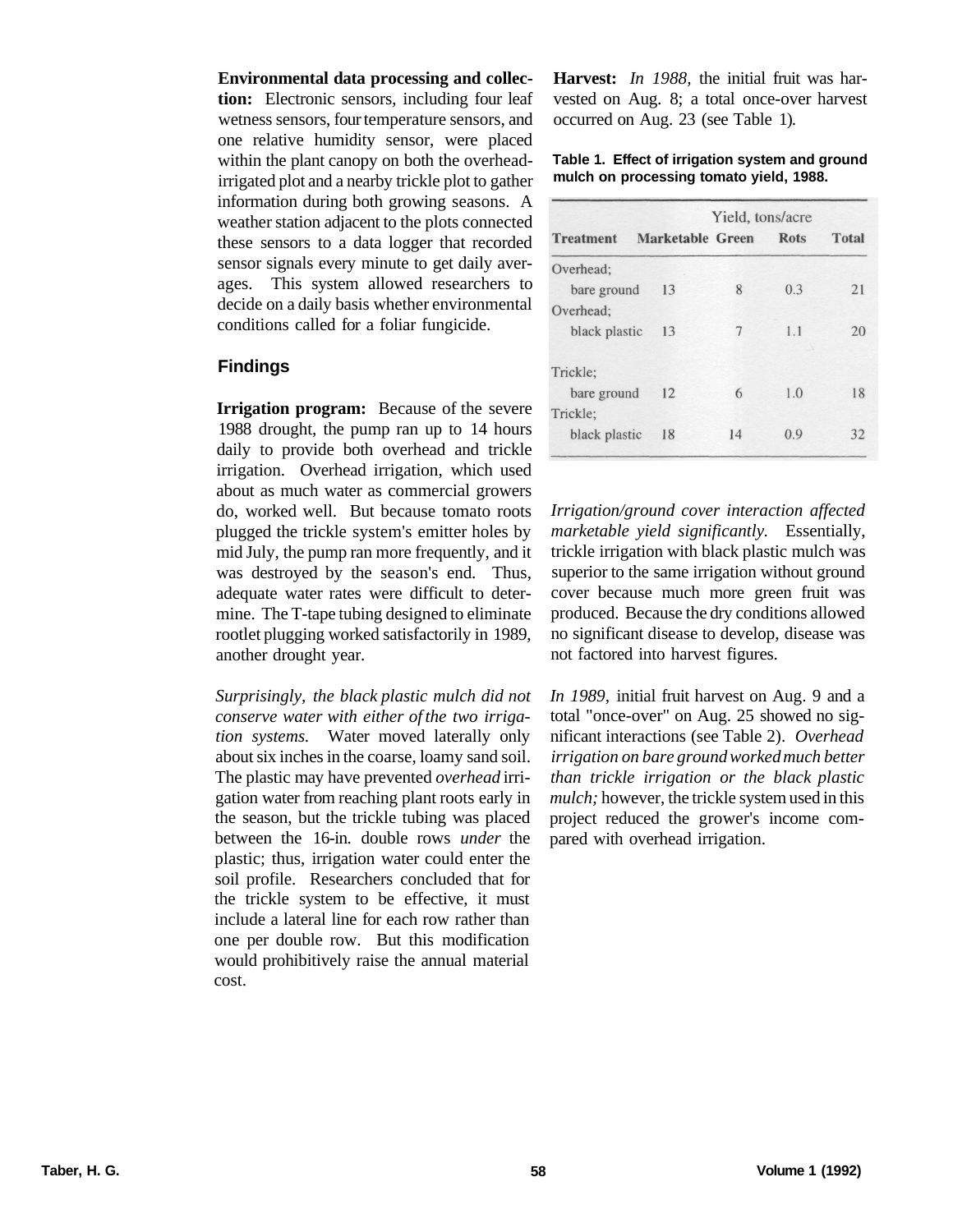**Environmental data processing and collection:** Electronic sensors, including four leaf wetness sensors, four temperature sensors, and one relative humidity sensor, were placed within the plant canopy on both the overhead-irrigated plot and a nearby trickle plot to gather information during both growing seasons. A weather station adjacent to the plots connected these sensors to a data logger that recorded sensor signals every minute to get daily averages. This system allowed researchers to decide on a daily basis whether environmental conditions called for a foliar fungicide.

## Findings

**Irrigation program:** Because of the severe 1988 drought, the pump ran up to 14 hours daily to provide both overhead and trickle irrigation. Overhead irrigation, which used about as much water as commercial growers do, worked well. But because tomato roots plugged the trickle system's emitter holes by mid July, the pump ran more frequently, and it was destroyed by the season's end. Thus, adequate water rates were difficult to determine. The T-tape tubing designed to eliminate rootlet plugging worked satisfactorily in 1989, another drought year.

*Surprisingly, the black plastic mulch did not conserve water with either of the two irrigation systems.* Water moved laterally only about six inches in the coarse, loamy sand soil. The plastic may have prevented *overhead* irrigation water from reaching plant roots early in the season, but the trickle tubing was placed between the 16-in. double rows *under* the plastic; thus, irrigation water could enter the soil profile. Researchers concluded that for the trickle system to be effective, it must include a lateral line for each row rather than one per double row. But this modification would prohibitively raise the annual material cost.

**Harvest:** *In 1988,* the initial fruit was harvested on Aug. 8; a total once-over harvest occurred on Aug. 23 (see Table 1).

**Table 1. Effect of irrigation system and ground mulch on processing tomato yield, 1988.**

| | Yield, tons/acre | | | |
|---|---|---|---|---|
| **Treatment** | **Marketable** | **Green** | **Rots** | **Total** |
| Overhead; bare ground | 13 | 8 | 0.3 | 21 |
| Overhead; black plastic | 13 | 7 | 1.1 | 20 |
| Trickle; bare ground | 12 | 6 | 1.0 | 18 |
| Trickle; black plastic | 18 | 14 | 0.9 | 32 |

*Irrigation/ground cover interaction affected marketable yield significantly.* Essentially, trickle irrigation with black plastic mulch was superior to the same irrigation without ground cover because much more green fruit was produced. Because the dry conditions allowed no significant disease to develop, disease was not factored into harvest figures.

*In 1989,* initial fruit harvest on Aug. 9 and a total "once-over" on Aug. 25 showed no significant interactions (see Table 2). *Overhead irrigation on bare ground worked much better than trickle irrigation or the black plastic mulch;* however, the trickle system used in this project reduced the grower's income compared with overhead irrigation.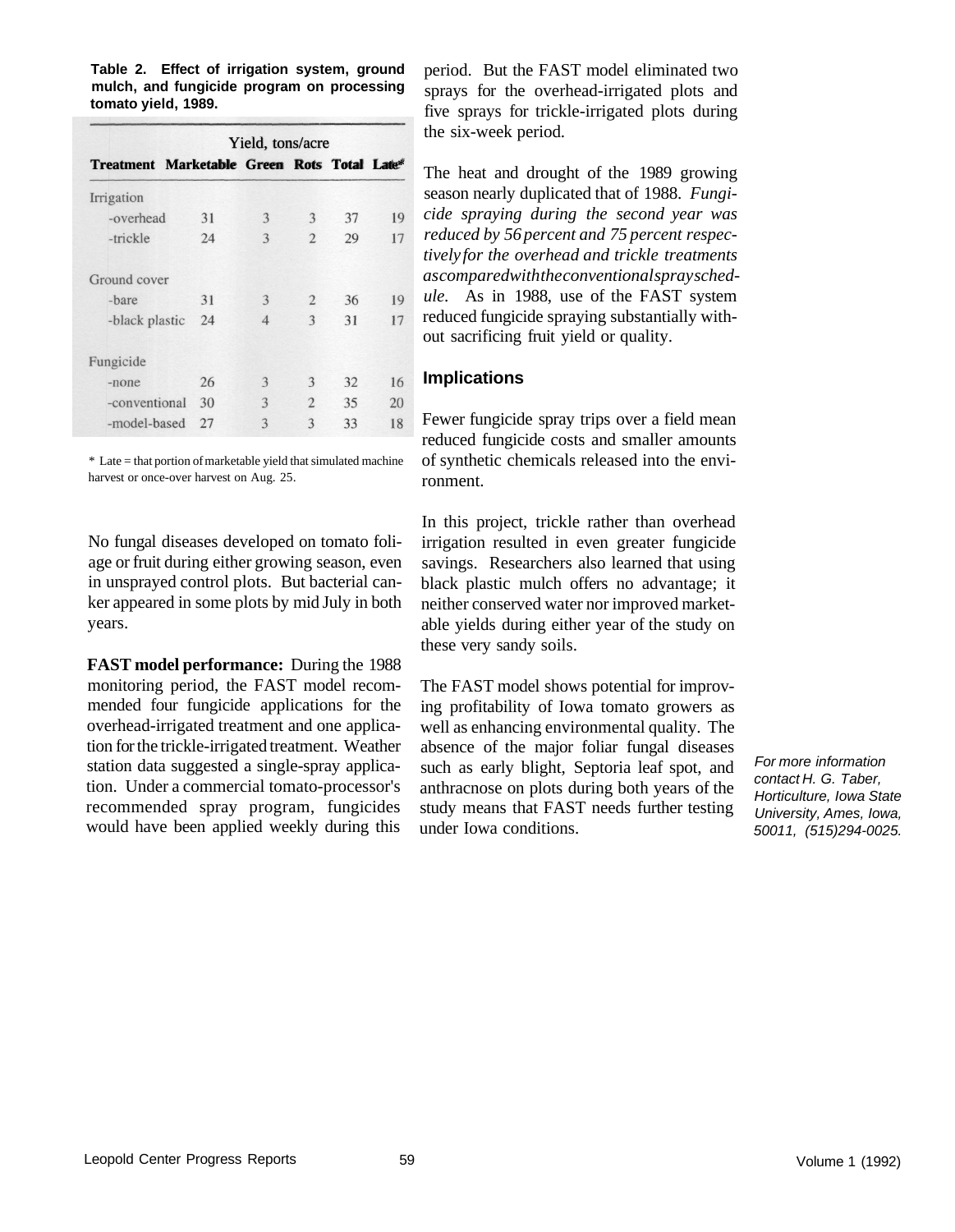**Table 2. Effect of irrigation system, ground mulch, and fungicide program on processing tomato yield, 1989.**

| | Yield, tons/acre | | | | |
|---|---|---|---|---|---|
| Treatment | Marketable | Green | Rots | Total | Late* |
| Irrigation | | | | | |
| -overhead | 31 | 3 | 3 | 37 | 19 |
| -trickle | 24 | 3 | 2 | 29 | 17 |
| Ground cover | | | | | |
| -bare | 31 | 3 | 2 | 36 | 19 |
| -black plastic | 24 | 4 | 3 | 31 | 17 |
| Fungicide | | | | | |
| -none | 26 | 3 | 3 | 32 | 16 |
| -conventional | 30 | 3 | 2 | 35 | 20 |
| -model-based | 27 | 3 | 3 | 33 | 18 |

\* Late = that portion of marketable yield that simulated machine harvest or once-over harvest on Aug. 25.

No fungal diseases developed on tomato foliage or fruit during either growing season, even in unsprayed control plots. But bacterial canker appeared in some plots by mid July in both years.

**FAST model performance:** During the 1988 monitoring period, the FAST model recommended four fungicide applications for the overhead-irrigated treatment and one application for the trickle-irrigated treatment. Weather station data suggested a single-spray application. Under a commercial tomato-processor's recommended spray program, fungicides would have been applied weekly during this period. But the FAST model eliminated two sprays for the overhead-irrigated plots and five sprays for trickle-irrigated plots during the six-week period.

The heat and drought of the 1989 growing season nearly duplicated that of 1988. *Fungicide spraying during the second year was reduced by 56 percent and 75 percent respectively for the overhead and trickle treatments as compared with the conventional spray schedule.* As in 1988, use of the FAST system reduced fungicide spraying substantially without sacrificing fruit yield or quality.

## Implications

Fewer fungicide spray trips over a field mean reduced fungicide costs and smaller amounts of synthetic chemicals released into the environment.

In this project, trickle rather than overhead irrigation resulted in even greater fungicide savings. Researchers also learned that using black plastic mulch offers no advantage; it neither conserved water nor improved marketable yields during either year of the study on these very sandy soils.

The FAST model shows potential for improving profitability of Iowa tomato growers as well as enhancing environmental quality. The absence of the major foliar fungal diseases such as early blight, Septoria leaf spot, and anthracnose on plots during both years of the study means that FAST needs further testing under Iowa conditions.

*For more information contact H. G. Taber, Horticulture, Iowa State University, Ames, Iowa, 50011, (515)294-0025.*